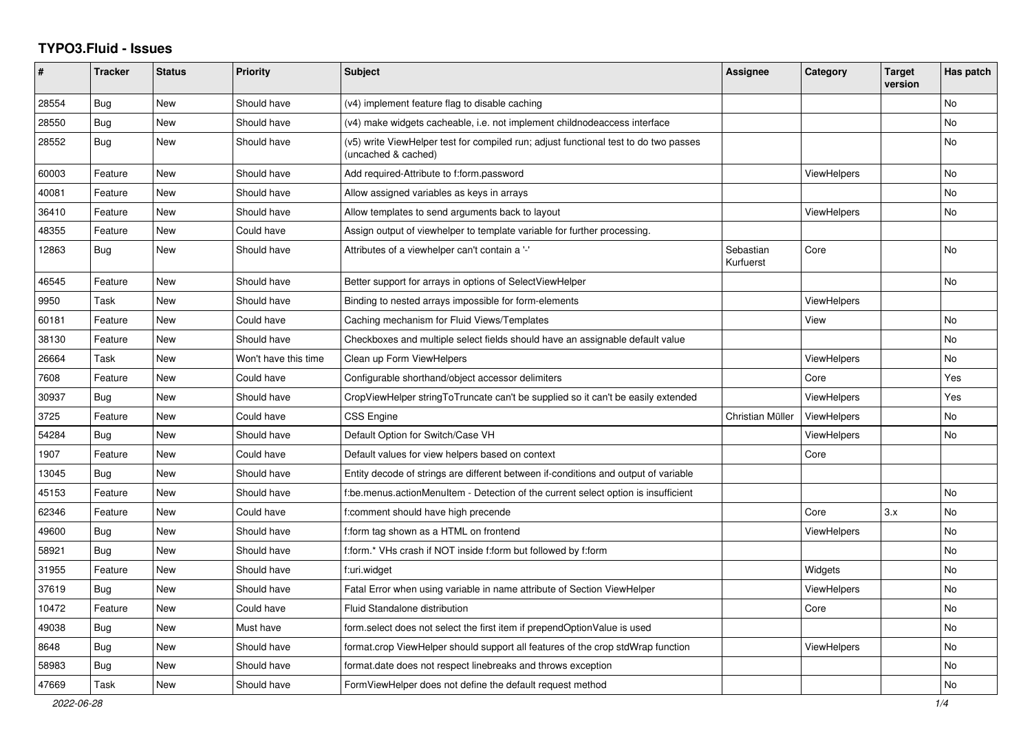# TYPO3.Fluid - Issues

| # | Tracker | Status | Priority | Subject | Assignee | Category | Target version | Has patch |
|---|---|---|---|---|---|---|---|---|
| 28554 | Bug | New | Should have | (v4) implement feature flag to disable caching | | | | No |
| 28550 | Bug | New | Should have | (v4) make widgets cacheable, i.e. not implement childnodeaccess interface | | | | No |
| 28552 | Bug | New | Should have | (v5) write ViewHelper test for compiled run; adjust functional test to do two passes (uncached & cached) | | | | No |
| 60003 | Feature | New | Should have | Add required-Attribute to f:form.password | | ViewHelpers | | No |
| 40081 | Feature | New | Should have | Allow assigned variables as keys in arrays | | | | No |
| 36410 | Feature | New | Should have | Allow templates to send arguments back to layout | | ViewHelpers | | No |
| 48355 | Feature | New | Could have | Assign output of viewhelper to template variable for further processing. | | | | |
| 12863 | Bug | New | Should have | Attributes of a viewhelper can't contain a '-' | Sebastian Kurfuerst | Core | | No |
| 46545 | Feature | New | Should have | Better support for arrays in options of SelectViewHelper | | | | No |
| 9950 | Task | New | Should have | Binding to nested arrays impossible for form-elements | | ViewHelpers | | |
| 60181 | Feature | New | Could have | Caching mechanism for Fluid Views/Templates | | View | | No |
| 38130 | Feature | New | Should have | Checkboxes and multiple select fields should have an assignable default value | | | | No |
| 26664 | Task | New | Won't have this time | Clean up Form ViewHelpers | | ViewHelpers | | No |
| 7608 | Feature | New | Could have | Configurable shorthand/object accessor delimiters | | Core | | Yes |
| 30937 | Bug | New | Should have | CropViewHelper stringToTruncate can't be supplied so it can't be easily extended | | ViewHelpers | | Yes |
| 3725 | Feature | New | Could have | CSS Engine | Christian Müller | ViewHelpers | | No |
| 54284 | Bug | New | Should have | Default Option for Switch/Case VH | | ViewHelpers | | No |
| 1907 | Feature | New | Could have | Default values for view helpers based on context | | Core | | |
| 13045 | Bug | New | Should have | Entity decode of strings are different between if-conditions and output of variable | | | | |
| 45153 | Feature | New | Should have | f:be.menus.actionMenuItem - Detection of the current select option is insufficient | | | | No |
| 62346 | Feature | New | Could have | f:comment should have high precende | | Core | 3.x | No |
| 49600 | Bug | New | Should have | f:form tag shown as a HTML on frontend | | ViewHelpers | | No |
| 58921 | Bug | New | Should have | f:form.* VHs crash if NOT inside f:form but followed by f:form | | | | No |
| 31955 | Feature | New | Should have | f:uri.widget | | Widgets | | No |
| 37619 | Bug | New | Should have | Fatal Error when using variable in name attribute of Section ViewHelper | | ViewHelpers | | No |
| 10472 | Feature | New | Could have | Fluid Standalone distribution | | Core | | No |
| 49038 | Bug | New | Must have | form.select does not select the first item if prependOptionValue is used | | | | No |
| 8648 | Bug | New | Should have | format.crop ViewHelper should support all features of the crop stdWrap function | | ViewHelpers | | No |
| 58983 | Bug | New | Should have | format.date does not respect linebreaks and throws exception | | | | No |
| 47669 | Task | New | Should have | FormViewHelper does not define the default request method | | | | No |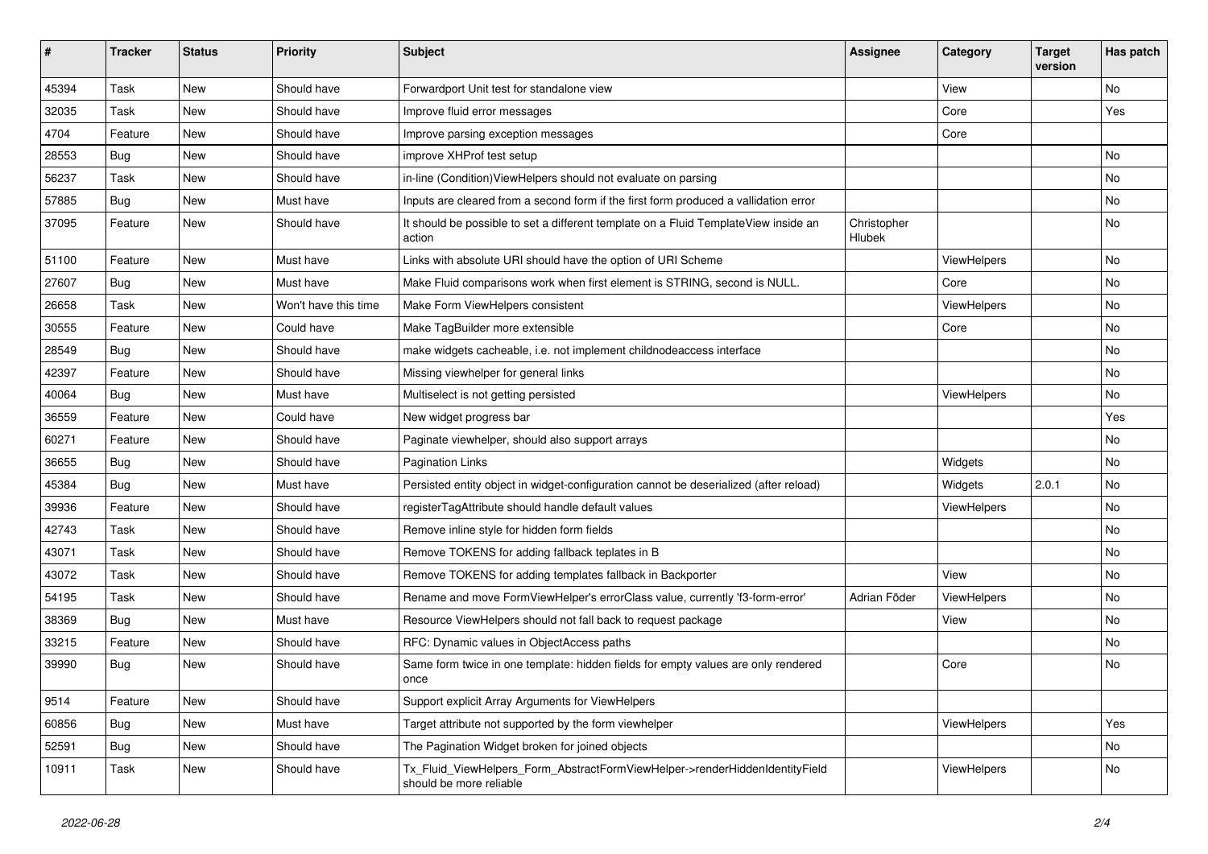| # | Tracker | Status | Priority | Subject | Assignee | Category | Target version | Has patch |
|---|---|---|---|---|---|---|---|---|
| 45394 | Task | New | Should have | Forwardport Unit test for standalone view | | View | | No |
| 32035 | Task | New | Should have | Improve fluid error messages | | Core | | Yes |
| 4704 | Feature | New | Should have | Improve parsing exception messages | | Core | | |
| 28553 | Bug | New | Should have | improve XHProf test setup | | | | No |
| 56237 | Task | New | Should have | in-line (Condition)ViewHelpers should not evaluate on parsing | | | | No |
| 57885 | Bug | New | Must have | Inputs are cleared from a second form if the first form produced a vallidation error | | | | No |
| 37095 | Feature | New | Should have | It should be possible to set a different template on a Fluid TemplateView inside an action | Christopher Hlubek | | | No |
| 51100 | Feature | New | Must have | Links with absolute URI should have the option of URI Scheme | | ViewHelpers | | No |
| 27607 | Bug | New | Must have | Make Fluid comparisons work when first element is STRING, second is NULL. | | Core | | No |
| 26658 | Task | New | Won't have this time | Make Form ViewHelpers consistent | | ViewHelpers | | No |
| 30555 | Feature | New | Could have | Make TagBuilder more extensible | | Core | | No |
| 28549 | Bug | New | Should have | make widgets cacheable, i.e. not implement childnodeaccess interface | | | | No |
| 42397 | Feature | New | Should have | Missing viewhelper for general links | | | | No |
| 40064 | Bug | New | Must have | Multiselect is not getting persisted | | ViewHelpers | | No |
| 36559 | Feature | New | Could have | New widget progress bar | | | | Yes |
| 60271 | Feature | New | Should have | Paginate viewhelper, should also support arrays | | | | No |
| 36655 | Bug | New | Should have | Pagination Links | | Widgets | | No |
| 45384 | Bug | New | Must have | Persisted entity object in widget-configuration cannot be deserialized (after reload) | | Widgets | 2.0.1 | No |
| 39936 | Feature | New | Should have | registerTagAttribute should handle default values | | ViewHelpers | | No |
| 42743 | Task | New | Should have | Remove inline style for hidden form fields | | | | No |
| 43071 | Task | New | Should have | Remove TOKENS for adding fallback teplates in B | | | | No |
| 43072 | Task | New | Should have | Remove TOKENS for adding templates fallback in Backporter | | View | | No |
| 54195 | Task | New | Should have | Rename and move FormViewHelper's errorClass value, currently 'f3-form-error' | Adrian Föder | ViewHelpers | | No |
| 38369 | Bug | New | Must have | Resource ViewHelpers should not fall back to request package | | View | | No |
| 33215 | Feature | New | Should have | RFC: Dynamic values in ObjectAccess paths | | | | No |
| 39990 | Bug | New | Should have | Same form twice in one template: hidden fields for empty values are only rendered once | | Core | | No |
| 9514 | Feature | New | Should have | Support explicit Array Arguments for ViewHelpers | | | | |
| 60856 | Bug | New | Must have | Target attribute not supported by the form viewhelper | | ViewHelpers | | Yes |
| 52591 | Bug | New | Should have | The Pagination Widget broken for joined objects | | | | No |
| 10911 | Task | New | Should have | Tx_Fluid_ViewHelpers_Form_AbstractFormViewHelper->renderHiddenIdentityField should be more reliable | | ViewHelpers | | No |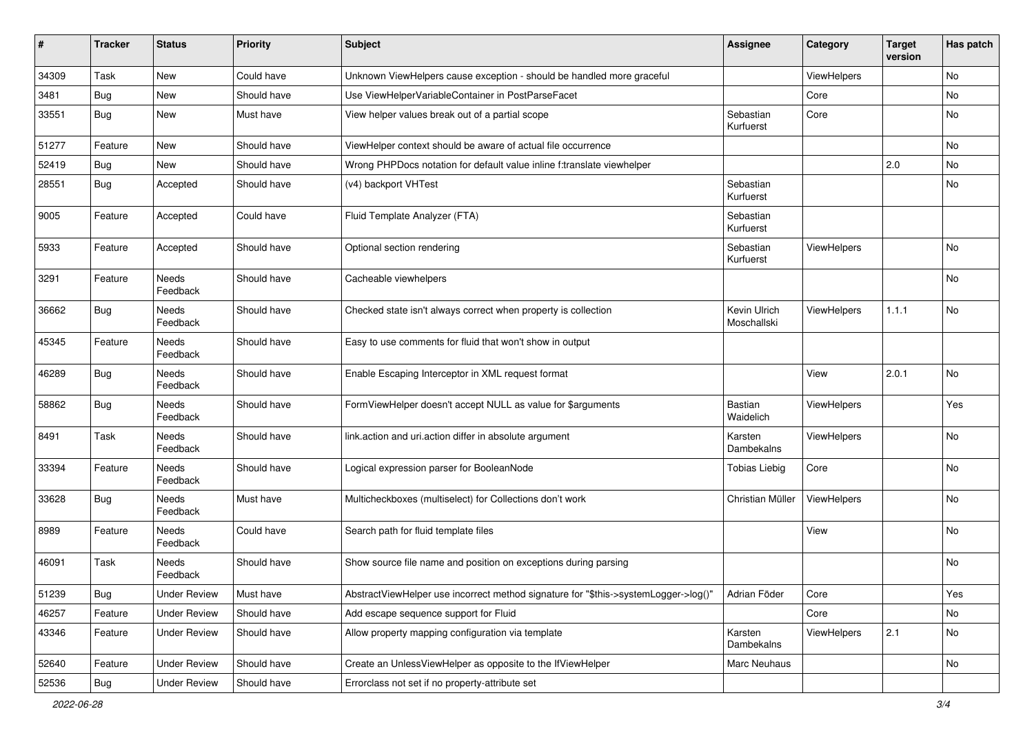| # | Tracker | Status | Priority | Subject | Assignee | Category | Target version | Has patch |
|---|---|---|---|---|---|---|---|---|
| 34309 | Task | New | Could have | Unknown ViewHelpers cause exception - should be handled more graceful | | ViewHelpers | | No |
| 3481 | Bug | New | Should have | Use ViewHelperVariableContainer in PostParseFacet | | Core | | No |
| 33551 | Bug | New | Must have | View helper values break out of a partial scope | Sebastian Kurfuerst | Core | | No |
| 51277 | Feature | New | Should have | ViewHelper context should be aware of actual file occurrence | | | | No |
| 52419 | Bug | New | Should have | Wrong PHPDocs notation for default value inline f:translate viewhelper | | | 2.0 | No |
| 28551 | Bug | Accepted | Should have | (v4) backport VHTest | Sebastian Kurfuerst | | | No |
| 9005 | Feature | Accepted | Could have | Fluid Template Analyzer (FTA) | Sebastian Kurfuerst | | | |
| 5933 | Feature | Accepted | Should have | Optional section rendering | Sebastian Kurfuerst | ViewHelpers | | No |
| 3291 | Feature | Needs Feedback | Should have | Cacheable viewhelpers | | | | No |
| 36662 | Bug | Needs Feedback | Should have | Checked state isn't always correct when property is collection | Kevin Ulrich Moschallski | ViewHelpers | 1.1.1 | No |
| 45345 | Feature | Needs Feedback | Should have | Easy to use comments for fluid that won't show in output | | | | |
| 46289 | Bug | Needs Feedback | Should have | Enable Escaping Interceptor in XML request format | | View | 2.0.1 | No |
| 58862 | Bug | Needs Feedback | Should have | FormViewHelper doesn't accept NULL as value for $arguments | Bastian Waidelich | ViewHelpers | | Yes |
| 8491 | Task | Needs Feedback | Should have | link.action and uri.action differ in absolute argument | Karsten Dambekalns | ViewHelpers | | No |
| 33394 | Feature | Needs Feedback | Should have | Logical expression parser for BooleanNode | Tobias Liebig | Core | | No |
| 33628 | Bug | Needs Feedback | Must have | Multicheckboxes (multiselect) for Collections don't work | Christian Müller | ViewHelpers | | No |
| 8989 | Feature | Needs Feedback | Could have | Search path for fluid template files | | View | | No |
| 46091 | Task | Needs Feedback | Should have | Show source file name and position on exceptions during parsing | | | | No |
| 51239 | Bug | Under Review | Must have | AbstractViewHelper use incorrect method signature for "$this->systemLogger->log()" | Adrian Föder | Core | | Yes |
| 46257 | Feature | Under Review | Should have | Add escape sequence support for Fluid | | Core | | No |
| 43346 | Feature | Under Review | Should have | Allow property mapping configuration via template | Karsten Dambekalns | ViewHelpers | 2.1 | No |
| 52640 | Feature | Under Review | Should have | Create an UnlessViewHelper as opposite to the IfViewHelper | Marc Neuhaus | | | No |
| 52536 | Bug | Under Review | Should have | Errorclass not set if no property-attribute set | | | | |

*2022-06-28*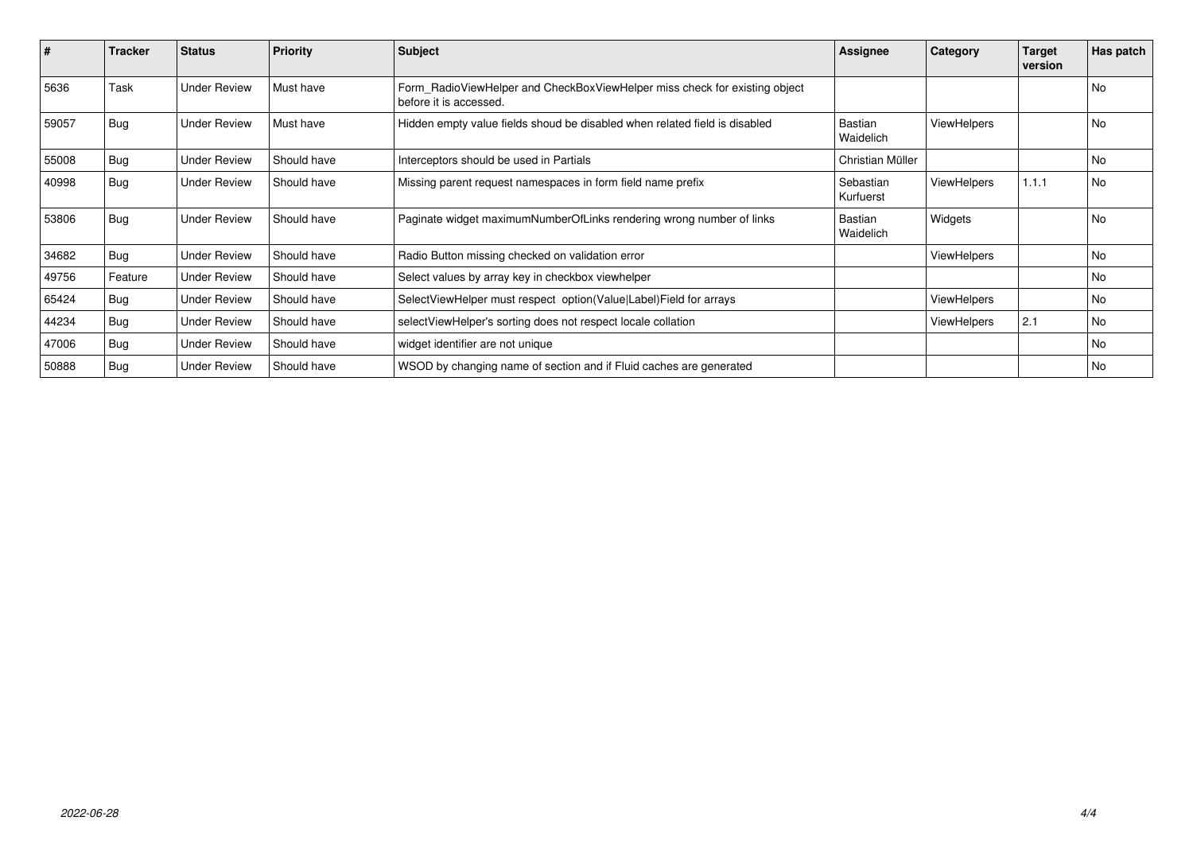| # | Tracker | Status | Priority | Subject | Assignee | Category | Target version | Has patch |
|---|---|---|---|---|---|---|---|---|
| 5636 | Task | Under Review | Must have | Form_RadioViewHelper and CheckBoxViewHelper miss check for existing object before it is accessed. | | | | No |
| 59057 | Bug | Under Review | Must have | Hidden empty value fields shoud be disabled when related field is disabled | Bastian Waidelich | ViewHelpers | | No |
| 55008 | Bug | Under Review | Should have | Interceptors should be used in Partials | Christian Müller | | | No |
| 40998 | Bug | Under Review | Should have | Missing parent request namespaces in form field name prefix | Sebastian Kurfuerst | ViewHelpers | 1.1.1 | No |
| 53806 | Bug | Under Review | Should have | Paginate widget maximumNumberOfLinks rendering wrong number of links | Bastian Waidelich | Widgets | | No |
| 34682 | Bug | Under Review | Should have | Radio Button missing checked on validation error | | ViewHelpers | | No |
| 49756 | Feature | Under Review | Should have | Select values by array key in checkbox viewhelper | | | | No |
| 65424 | Bug | Under Review | Should have | SelectViewHelper must respect option(Value\|Label)Field for arrays | | ViewHelpers | | No |
| 44234 | Bug | Under Review | Should have | selectViewHelper's sorting does not respect locale collation | | ViewHelpers | 2.1 | No |
| 47006 | Bug | Under Review | Should have | widget identifier are not unique | | | | No |
| 50888 | Bug | Under Review | Should have | WSOD by changing name of section and if Fluid caches are generated | | | | No |